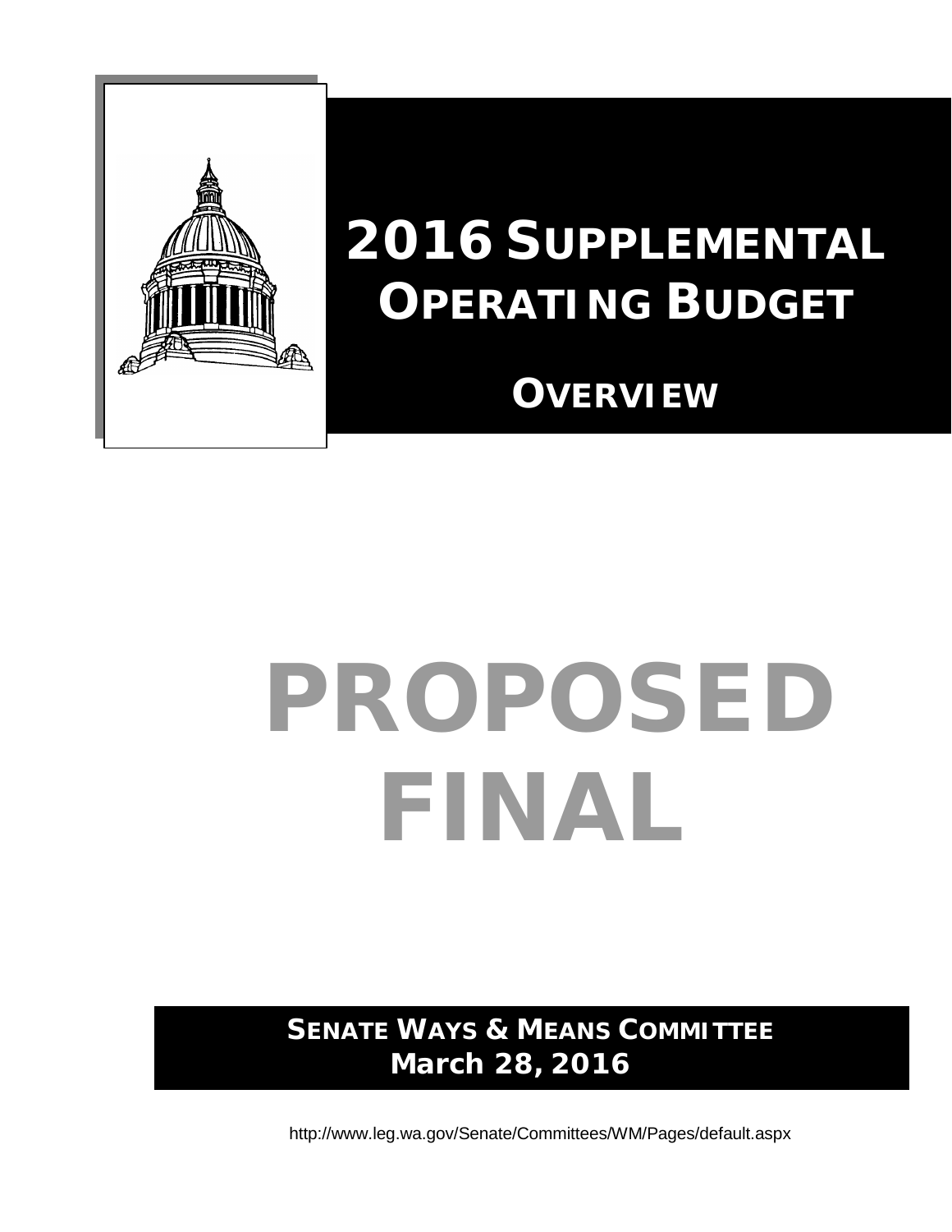# 2016 Supplemental Operating Budget

## Overview

# PROPOSED FINAL

**Senate Ways & Means Committee**
**March 28, 2016**

http://www.leg.wa.gov/Senate/Committees/WM/Pages/default.aspx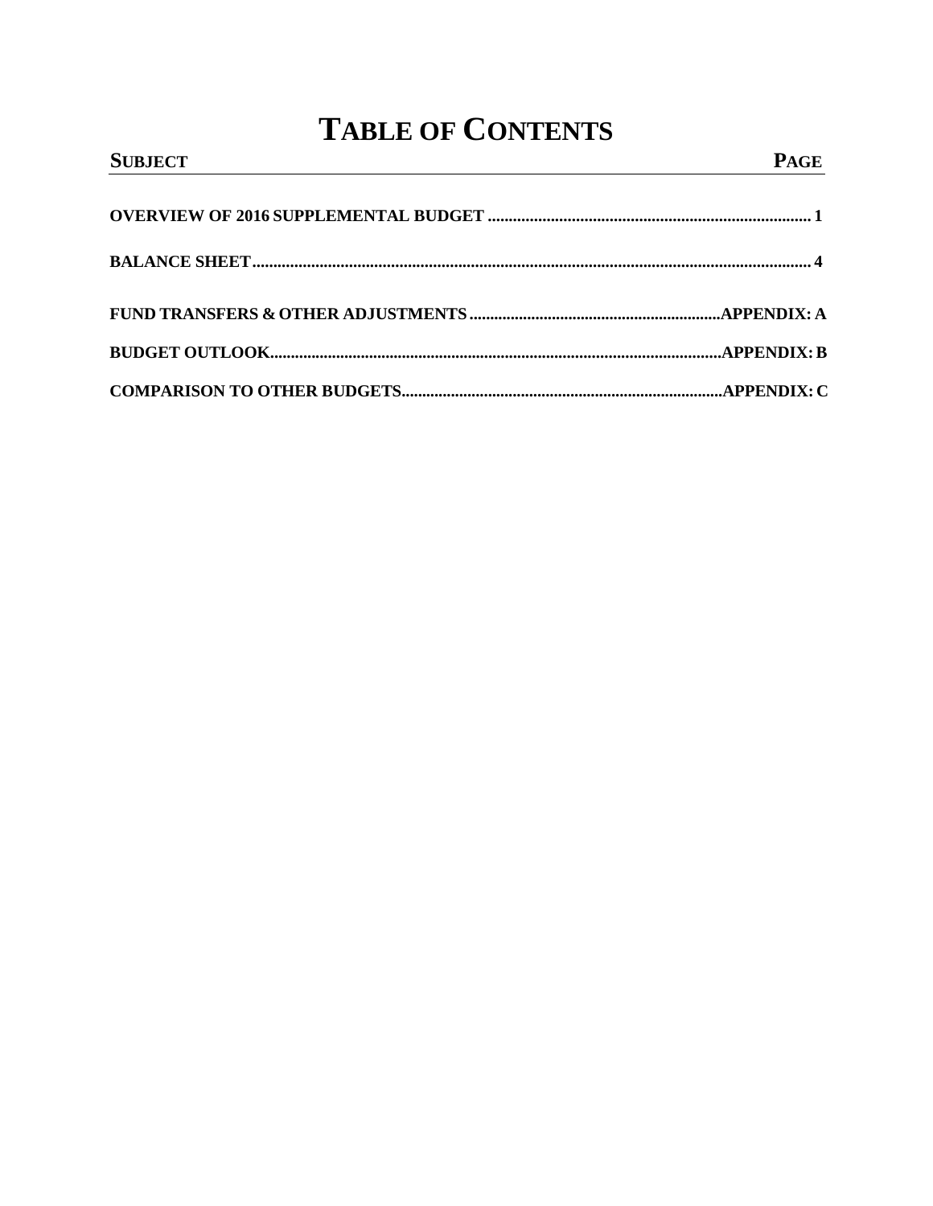# TABLE OF CONTENTS

| SUBJECT | PAGE |
| --- | --- |
| **OVERVIEW OF 2016 SUPPLEMENTAL BUDGET** | **1** |
| **BALANCE SHEET** | **4** |
| **FUND TRANSFERS & OTHER ADJUSTMENTS** | **APPENDIX: A** |
| **BUDGET OUTLOOK** | **APPENDIX: B** |
| **COMPARISON TO OTHER BUDGETS** | **APPENDIX: C** |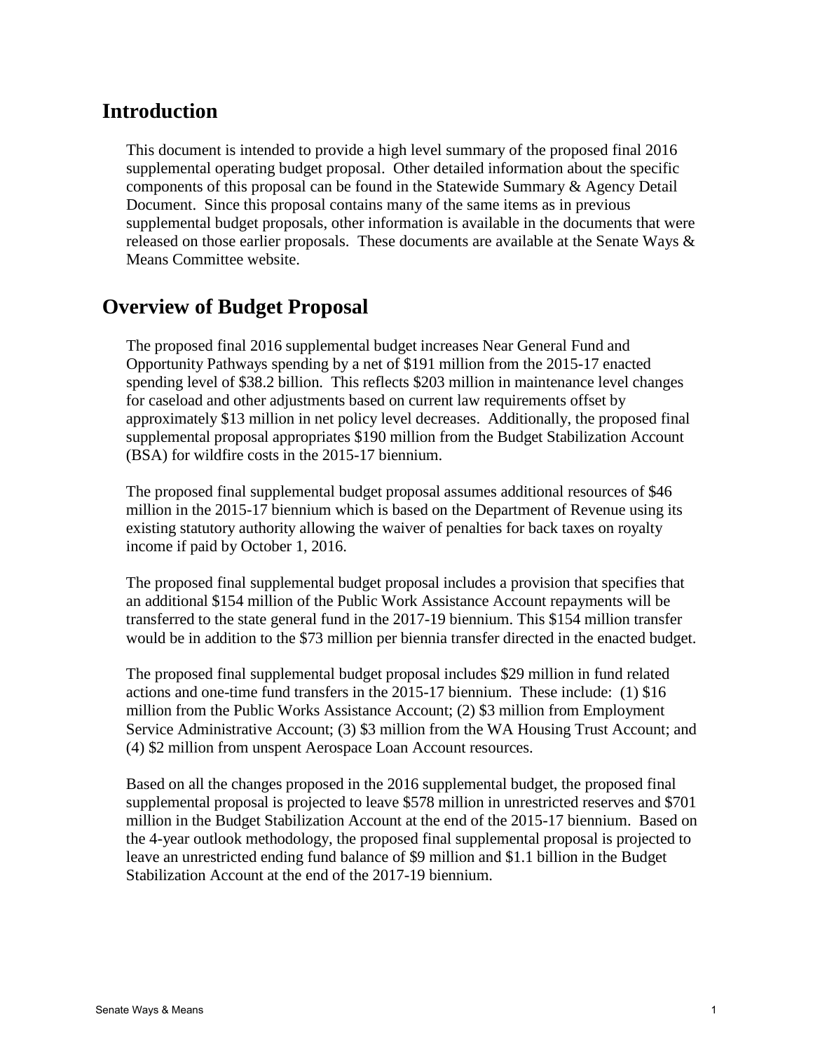## Introduction

This document is intended to provide a high level summary of the proposed final 2016 supplemental operating budget proposal. Other detailed information about the specific components of this proposal can be found in the Statewide Summary & Agency Detail Document. Since this proposal contains many of the same items as in previous supplemental budget proposals, other information is available in the documents that were released on those earlier proposals. These documents are available at the Senate Ways & Means Committee website.

## Overview of Budget Proposal

The proposed final 2016 supplemental budget increases Near General Fund and Opportunity Pathways spending by a net of $191 million from the 2015-17 enacted spending level of $38.2 billion. This reflects $203 million in maintenance level changes for caseload and other adjustments based on current law requirements offset by approximately $13 million in net policy level decreases. Additionally, the proposed final supplemental proposal appropriates $190 million from the Budget Stabilization Account (BSA) for wildfire costs in the 2015-17 biennium.

The proposed final supplemental budget proposal assumes additional resources of $46 million in the 2015-17 biennium which is based on the Department of Revenue using its existing statutory authority allowing the waiver of penalties for back taxes on royalty income if paid by October 1, 2016.

The proposed final supplemental budget proposal includes a provision that specifies that an additional $154 million of the Public Work Assistance Account repayments will be transferred to the state general fund in the 2017-19 biennium. This $154 million transfer would be in addition to the $73 million per biennia transfer directed in the enacted budget.

The proposed final supplemental budget proposal includes $29 million in fund related actions and one-time fund transfers in the 2015-17 biennium. These include: (1) $16 million from the Public Works Assistance Account; (2) $3 million from Employment Service Administrative Account; (3) $3 million from the WA Housing Trust Account; and (4) $2 million from unspent Aerospace Loan Account resources.

Based on all the changes proposed in the 2016 supplemental budget, the proposed final supplemental proposal is projected to leave $578 million in unrestricted reserves and $701 million in the Budget Stabilization Account at the end of the 2015-17 biennium. Based on the 4-year outlook methodology, the proposed final supplemental proposal is projected to leave an unrestricted ending fund balance of $9 million and $1.1 billion in the Budget Stabilization Account at the end of the 2017-19 biennium.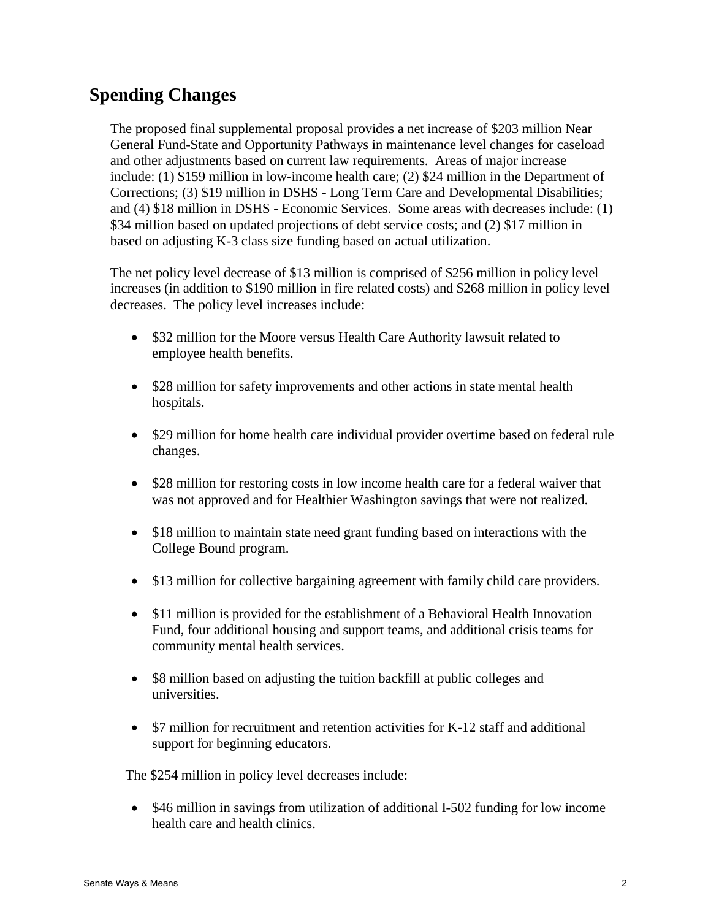## Spending Changes

The proposed final supplemental proposal provides a net increase of $203 million Near General Fund-State and Opportunity Pathways in maintenance level changes for caseload and other adjustments based on current law requirements. Areas of major increase include: (1) $159 million in low-income health care; (2) $24 million in the Department of Corrections; (3) $19 million in DSHS - Long Term Care and Developmental Disabilities; and (4) $18 million in DSHS - Economic Services. Some areas with decreases include: (1) $34 million based on updated projections of debt service costs; and (2) $17 million in based on adjusting K-3 class size funding based on actual utilization.

The net policy level decrease of $13 million is comprised of $256 million in policy level increases (in addition to $190 million in fire related costs) and $268 million in policy level decreases. The policy level increases include:

- $32 million for the Moore versus Health Care Authority lawsuit related to employee health benefits.
- $28 million for safety improvements and other actions in state mental health hospitals.
- $29 million for home health care individual provider overtime based on federal rule changes.
- $28 million for restoring costs in low income health care for a federal waiver that was not approved and for Healthier Washington savings that were not realized.
- $18 million to maintain state need grant funding based on interactions with the College Bound program.
- $13 million for collective bargaining agreement with family child care providers.
- $11 million is provided for the establishment of a Behavioral Health Innovation Fund, four additional housing and support teams, and additional crisis teams for community mental health services.
- $8 million based on adjusting the tuition backfill at public colleges and universities.
- $7 million for recruitment and retention activities for K-12 staff and additional support for beginning educators.

The $254 million in policy level decreases include:

- $46 million in savings from utilization of additional I-502 funding for low income health care and health clinics.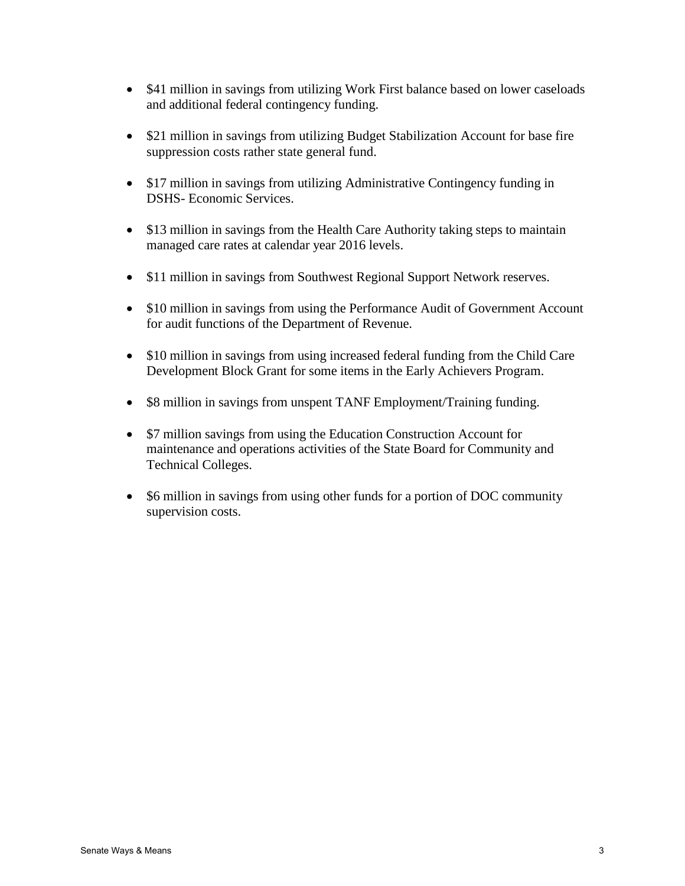- $41 million in savings from utilizing Work First balance based on lower caseloads and additional federal contingency funding.

- $21 million in savings from utilizing Budget Stabilization Account for base fire suppression costs rather state general fund.

- $17 million in savings from utilizing Administrative Contingency funding in DSHS- Economic Services.

- $13 million in savings from the Health Care Authority taking steps to maintain managed care rates at calendar year 2016 levels.

- $11 million in savings from Southwest Regional Support Network reserves.

- $10 million in savings from using the Performance Audit of Government Account for audit functions of the Department of Revenue.

- $10 million in savings from using increased federal funding from the Child Care Development Block Grant for some items in the Early Achievers Program.

- $8 million in savings from unspent TANF Employment/Training funding.

- $7 million savings from using the Education Construction Account for maintenance and operations activities of the State Board for Community and Technical Colleges.

- $6 million in savings from using other funds for a portion of DOC community supervision costs.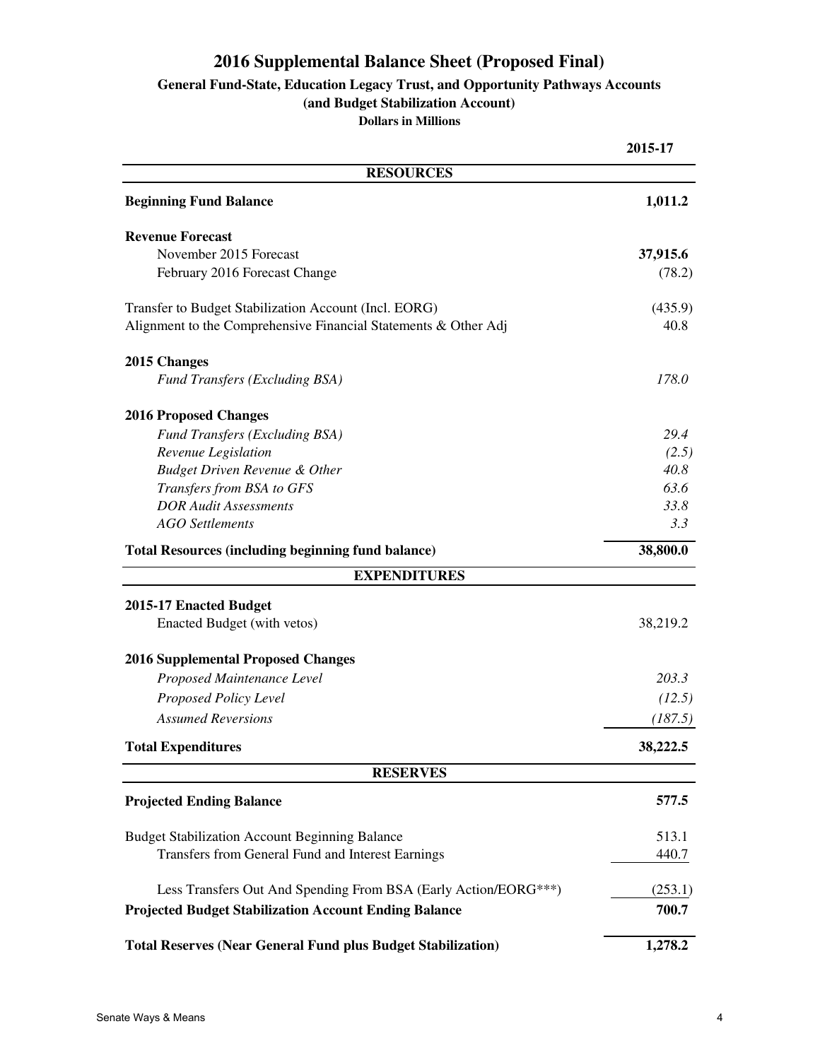# 2016 Supplemental Balance Sheet (Proposed Final)

### General Fund-State, Education Legacy Trust, and Opportunity Pathways Accounts
### (and Budget Stabilization Account)

**Dollars in Millions**

| | 2015-17 |
|---|---|
| **RESOURCES** | |
| **Beginning Fund Balance** | **1,011.2** |
| **Revenue Forecast** | |
| November 2015 Forecast | **37,915.6** |
| February 2016 Forecast Change | (78.2) |
| Transfer to Budget Stabilization Account (Incl. EORG) | (435.9) |
| Alignment to the Comprehensive Financial Statements & Other Adj | 40.8 |
| **2015 Changes** | |
| *Fund Transfers (Excluding BSA)* | *178.0* |
| **2016 Proposed Changes** | |
| *Fund Transfers (Excluding BSA)* | *29.4* |
| *Revenue Legislation* | *(2.5)* |
| *Budget Driven Revenue & Other* | *40.8* |
| *Transfers from BSA to GFS* | *63.6* |
| *DOR Audit Assessments* | *33.8* |
| *AGO Settlements* | *3.3* |
| **Total Resources (including beginning fund balance)** | **38,800.0** |
| **EXPENDITURES** | |
| **2015-17 Enacted Budget** | |
| Enacted Budget (with vetos) | 38,219.2 |
| **2016 Supplemental Proposed Changes** | |
| *Proposed Maintenance Level* | *203.3* |
| *Proposed Policy Level* | *(12.5)* |
| *Assumed Reversions* | *(187.5)* |
| **Total Expenditures** | **38,222.5** |
| **RESERVES** | |
| **Projected Ending Balance** | **577.5** |
| Budget Stabilization Account Beginning Balance | 513.1 |
| Transfers from General Fund and Interest Earnings | 440.7 |
| Less Transfers Out And Spending From BSA (Early Action/EORG***) | (253.1) |
| **Projected Budget Stabilization Account Ending Balance** | **700.7** |
| **Total Reserves (Near General Fund plus Budget Stabilization)** | **1,278.2** |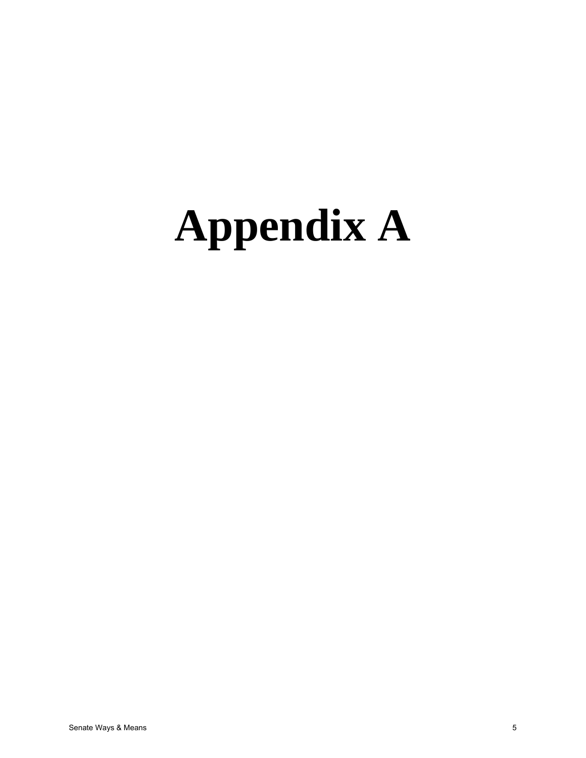# Appendix A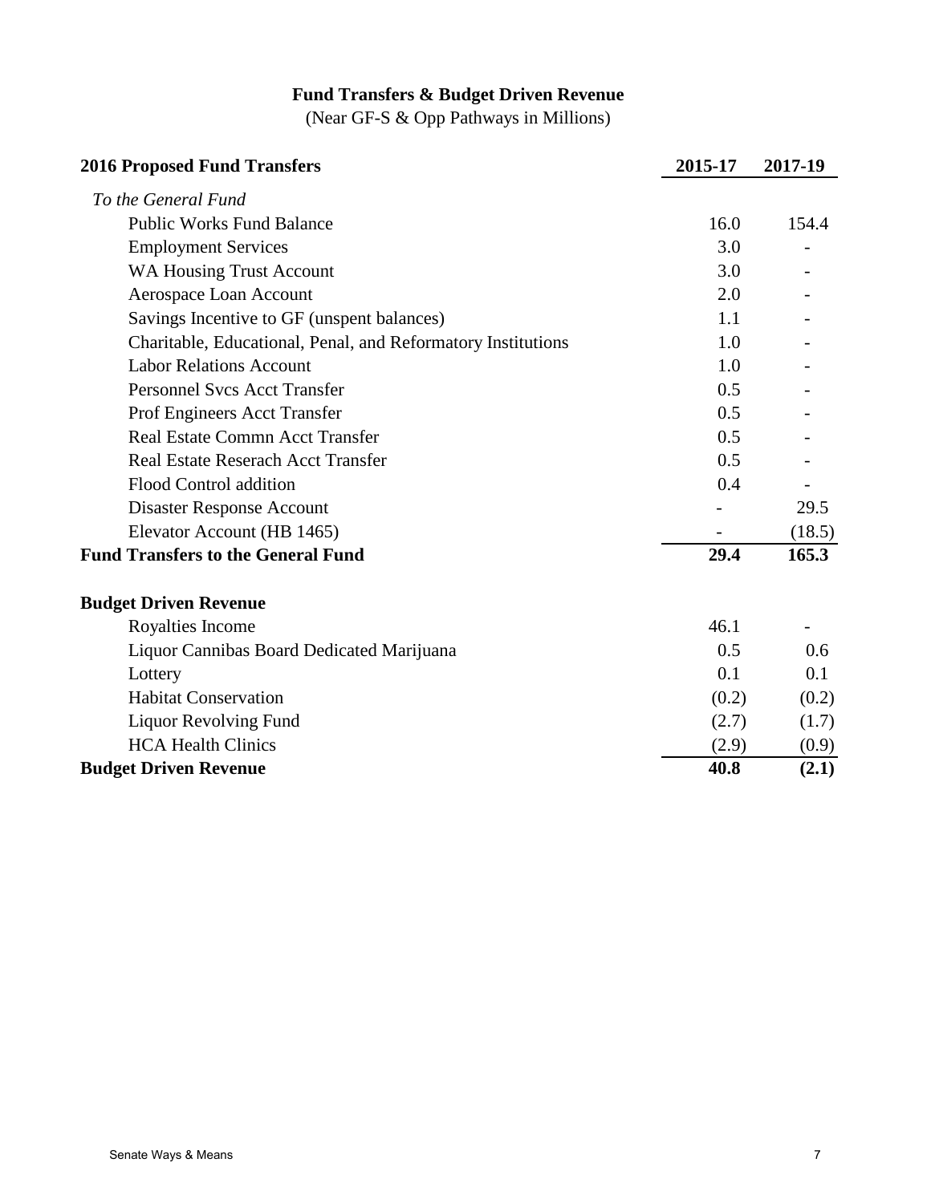# Fund Transfers & Budget Driven Revenue

(Near GF-S & Opp Pathways in Millions)

| **2016 Proposed Fund Transfers** | **2015-17** | **2017-19** |
|---|---|---|
| *To the General Fund* | | |
| Public Works Fund Balance | 16.0 | 154.4 |
| Employment Services | 3.0 | - |
| WA Housing Trust Account | 3.0 | - |
| Aerospace Loan Account | 2.0 | - |
| Savings Incentive to GF (unspent balances) | 1.1 | - |
| Charitable, Educational, Penal, and Reformatory Institutions | 1.0 | - |
| Labor Relations Account | 1.0 | - |
| Personnel Svcs Acct Transfer | 0.5 | - |
| Prof Engineers Acct Transfer | 0.5 | - |
| Real Estate Commn Acct Transfer | 0.5 | - |
| Real Estate Reserach Acct Transfer | 0.5 | - |
| Flood Control addition | 0.4 | - |
| Disaster Response Account | - | 29.5 |
| Elevator Account (HB 1465) | - | (18.5) |
| **Fund Transfers to the General Fund** | **29.4** | **165.3** |
| | | |
| **Budget Driven Revenue** | | |
| Royalties Income | 46.1 | - |
| Liquor Cannibas Board Dedicated Marijuana | 0.5 | 0.6 |
| Lottery | 0.1 | 0.1 |
| Habitat Conservation | (0.2) | (0.2) |
| Liquor Revolving Fund | (2.7) | (1.7) |
| HCA Health Clinics | (2.9) | (0.9) |
| **Budget Driven Revenue** | **40.8** | **(2.1)** |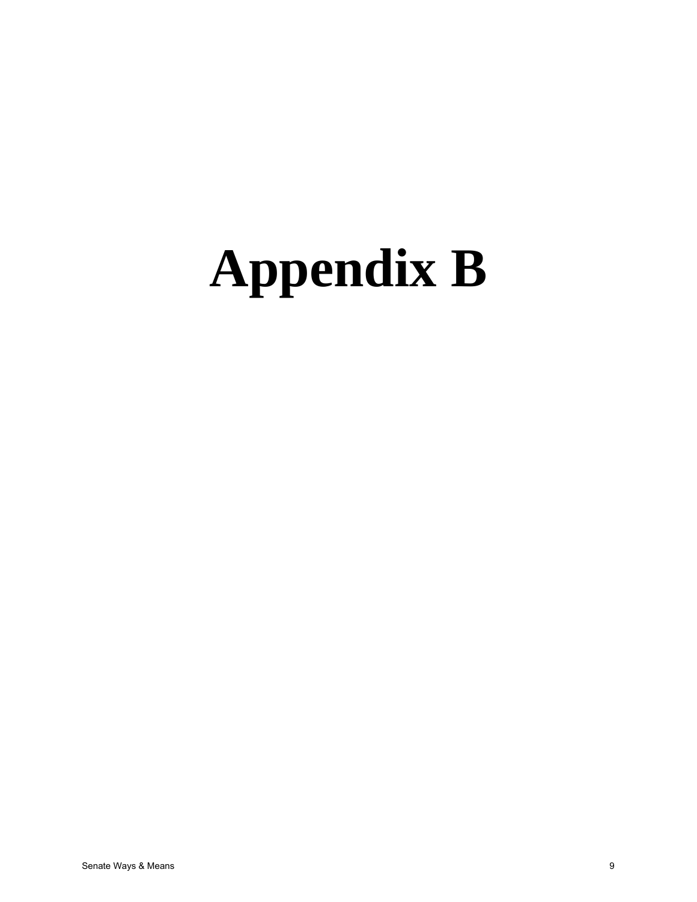# Appendix B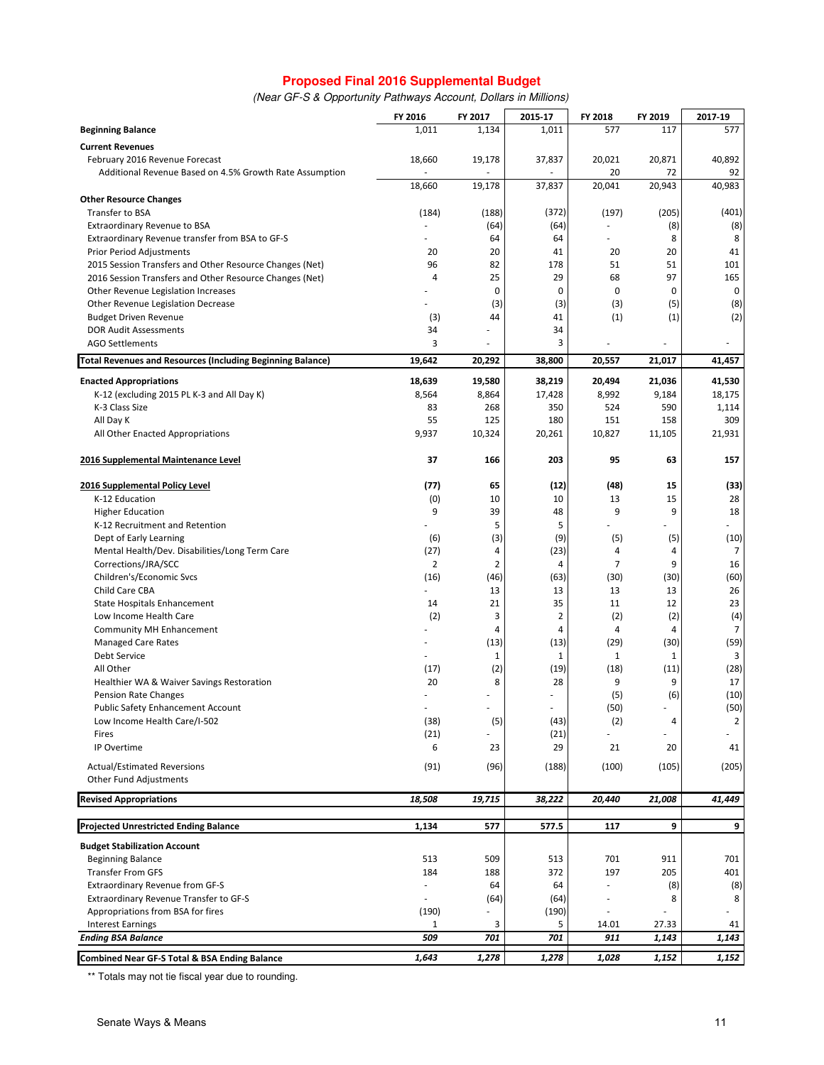# Proposed Final 2016 Supplemental Budget

*(Near GF-S & Opportunity Pathways Account, Dollars in Millions)*

| | FY 2016 | FY 2017 | 2015-17 | FY 2018 | FY 2019 | 2017-19 |
|---|---|---|---|---|---|---|
| **Beginning Balance** | 1,011 | 1,134 | 1,011 | 577 | 117 | 577 |
| **Current Revenues** | | | | | | |
| February 2016 Revenue Forecast | 18,660 | 19,178 | 37,837 | 20,021 | 20,871 | 40,892 |
| Additional Revenue Based on 4.5% Growth Rate Assumption | - | - | - | 20 | 72 | 92 |
| | 18,660 | 19,178 | 37,837 | 20,041 | 20,943 | 40,983 |
| **Other Resource Changes** | | | | | | |
| Transfer to BSA | (184) | (188) | (372) | (197) | (205) | (401) |
| Extraordinary Revenue to BSA | - | (64) | (64) | - | (8) | (8) |
| Extraordinary Revenue transfer from BSA to GF-S | - | 64 | 64 | - | 8 | 8 |
| Prior Period Adjustments | 20 | 20 | 41 | 20 | 20 | 41 |
| 2015 Session Transfers and Other Resource Changes (Net) | 96 | 82 | 178 | 51 | 51 | 101 |
| 2016 Session Transfers and Other Resource Changes (Net) | 4 | 25 | 29 | 68 | 97 | 165 |
| Other Revenue Legislation Increases | - | 0 | 0 | 0 | 0 | 0 |
| Other Revenue Legislation Decrease | - | (3) | (3) | (3) | (5) | (8) |
| Budget Driven Revenue | (3) | 44 | 41 | (1) | (1) | (2) |
| DOR Audit Assessments | 34 | - | 34 | | | |
| AGO Settlements | 3 | - | 3 | - | - | - |
| **Total Revenues and Resources (Including Beginning Balance)** | **19,642** | **20,292** | **38,800** | **20,557** | **21,017** | **41,457** |
| **Enacted Appropriations** | **18,639** | **19,580** | **38,219** | **20,494** | **21,036** | **41,530** |
| K-12 (excluding 2015 PL K-3 and All Day K) | 8,564 | 8,864 | 17,428 | 8,992 | 9,184 | 18,175 |
| K-3 Class Size | 83 | 268 | 350 | 524 | 590 | 1,114 |
| All Day K | 55 | 125 | 180 | 151 | 158 | 309 |
| All Other Enacted Appropriations | 9,937 | 10,324 | 20,261 | 10,827 | 11,105 | 21,931 |
| **2016 Supplemental Maintenance Level** | **37** | **166** | **203** | **95** | **63** | **157** |
| **2016 Supplemental Policy Level** | **(77)** | **65** | **(12)** | **(48)** | **15** | **(33)** |
| K-12 Education | (0) | 10 | 10 | 13 | 15 | 28 |
| Higher Education | 9 | 39 | 48 | 9 | 9 | 18 |
| K-12 Recruitment and Retention | - | 5 | 5 | - | - | - |
| Dept of Early Learning | (6) | (3) | (9) | (5) | (5) | (10) |
| Mental Health/Dev. Disabilities/Long Term Care | (27) | 4 | (23) | 4 | 4 | 7 |
| Corrections/JRA/SCC | 2 | 2 | 4 | 7 | 9 | 16 |
| Children's/Economic Svcs | (16) | (46) | (63) | (30) | (30) | (60) |
| Child Care CBA | - | 13 | 13 | 13 | 13 | 26 |
| State Hospitals Enhancement | 14 | 21 | 35 | 11 | 12 | 23 |
| Low Income Health Care | (2) | 3 | 2 | (2) | (2) | (4) |
| Community MH Enhancement | - | 4 | 4 | 4 | 4 | 7 |
| Managed Care Rates | - | (13) | (13) | (29) | (30) | (59) |
| Debt Service | - | 1 | 1 | 1 | 1 | 3 |
| All Other | (17) | (2) | (19) | (18) | (11) | (28) |
| Healthier WA & Waiver Savings Restoration | 20 | 8 | 28 | 9 | 9 | 17 |
| Pension Rate Changes | - | - | - | (5) | (6) | (10) |
| Public Safety Enhancement Account | - | - | - | (50) | - | (50) |
| Low Income Health Care/I-502 | (38) | (5) | (43) | (2) | 4 | 2 |
| Fires | (21) | - | (21) | - | - | - |
| IP Overtime | 6 | 23 | 29 | 21 | 20 | 41 |
| Actual/Estimated Reversions | (91) | (96) | (188) | (100) | (105) | (205) |
| Other Fund Adjustments | | | | | | |
| **Revised Appropriations** | ***18,508*** | ***19,715*** | ***38,222*** | ***20,440*** | ***21,008*** | ***41,449*** |
| **Projected Unrestricted Ending Balance** | **1,134** | **577** | **577.5** | **117** | **9** | **9** |
| **Budget Stabilization Account** | | | | | | |
| Beginning Balance | 513 | 509 | 513 | 701 | 911 | 701 |
| Transfer From GFS | 184 | 188 | 372 | 197 | 205 | 401 |
| Extraordinary Revenue from GF-S | - | 64 | 64 | - | (8) | (8) |
| Extraordinary Revenue Transfer to GF-S | - | (64) | (64) | - | 8 | 8 |
| Appropriations from BSA for fires | (190) | - | (190) | - | - | - |
| Interest Earnings | 1 | 3 | 5 | 14.01 | 27.33 | 41 |
| ***Ending BSA Balance*** | ***509*** | ***701*** | ***701*** | ***911*** | ***1,143*** | ***1,143*** |
| **Combined Near GF-S Total & BSA Ending Balance** | ***1,643*** | ***1,278*** | ***1,278*** | ***1,028*** | ***1,152*** | ***1,152*** |

** Totals may not tie fiscal year due to rounding.

Senate Ways & Means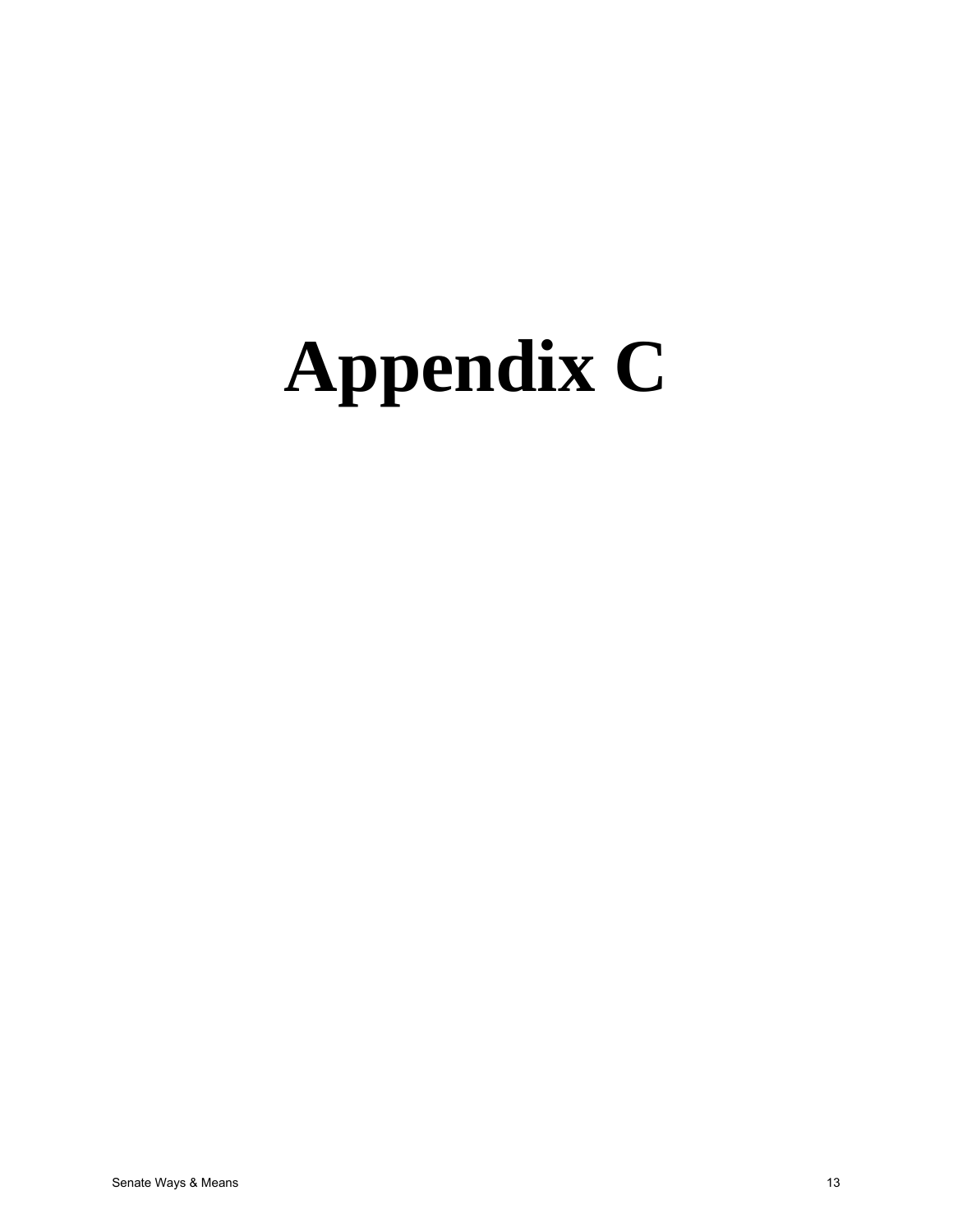# Appendix C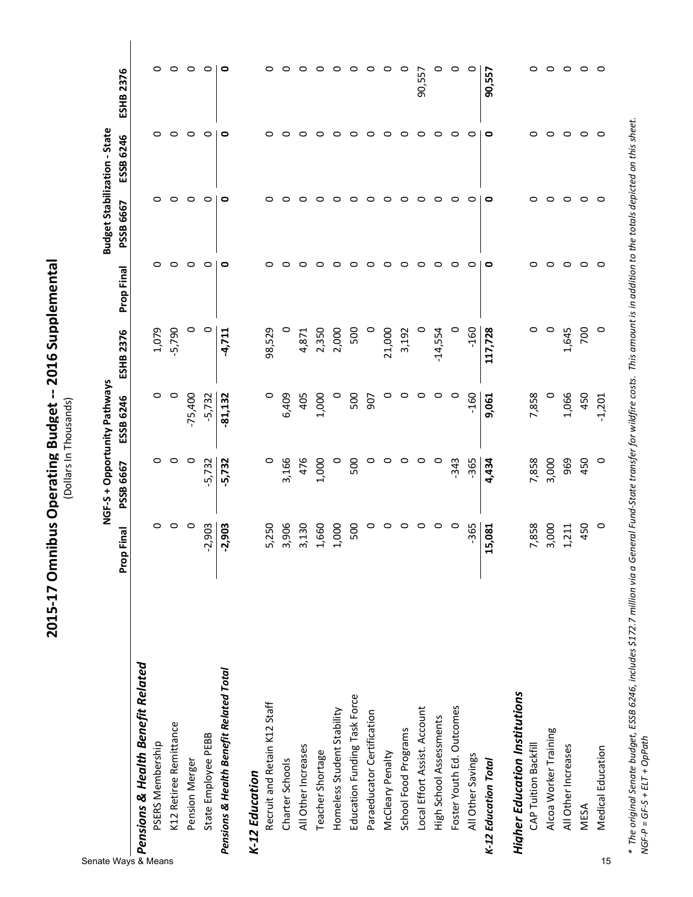# 2015-17 Omnibus Operating Budget -- 2016 Supplemental

(Dollars In Thousands)

| | NGF-S + Opportunity Pathways | | | | Budget Stabilization - State | | | |
|---|---|---|---|---|---|---|---|---|
| | Prop Final | PSSB 6667 | ESSB 6246 | ESHB 2376 | Prop Final | PSSB 6667 | ESSB 6246 | ESHB 2376 |
| ***Pensions & Health Benefit Related*** | | | | | | | | |
| PSERS Membership | 0 | 0 | 0 | 1,079 | 0 | 0 | 0 | 0 |
| K12 Retiree Remittance | 0 | 0 | 0 | -5,790 | 0 | 0 | 0 | 0 |
| Pension Merger | 0 | 0 | -75,400 | 0 | 0 | 0 | 0 | 0 |
| State Employee PEBB | -2,903 | -5,732 | -5,732 | 0 | 0 | 0 | 0 | 0 |
| ***Pensions & Health Benefit Related Total*** | **-2,903** | **-5,732** | **-81,132** | **-4,711** | **0** | **0** | **0** | **0** |
| ***K-12 Education*** | | | | | | | | |
| Recruit and Retain K12 Staff | 5,250 | 0 | 0 | 98,529 | 0 | 0 | 0 | 0 |
| Charter Schools | 3,906 | 3,166 | 6,409 | 0 | 0 | 0 | 0 | 0 |
| All Other Increases | 3,130 | 476 | 405 | 4,871 | 0 | 0 | 0 | 0 |
| Teacher Shortage | 1,660 | 1,000 | 1,000 | 2,350 | 0 | 0 | 0 | 0 |
| Homeless Student Stability | 1,000 | 0 | 0 | 2,000 | 0 | 0 | 0 | 0 |
| Education Funding Task Force | 500 | 500 | 500 | 500 | 0 | 0 | 0 | 0 |
| Paraeducator Certification | 0 | 0 | 907 | 0 | 0 | 0 | 0 | 0 |
| McCleary Penalty | 0 | 0 | 0 | 21,000 | 0 | 0 | 0 | 0 |
| School Food Programs | 0 | 0 | 0 | 3,192 | 0 | 0 | 0 | 0 |
| Local Effort Assist. Account | 0 | 0 | 0 | 0 | 0 | 0 | 0 | 90,557 |
| High School Assessments | 0 | 0 | 0 | -14,554 | 0 | 0 | 0 | 0 |
| Foster Youth Ed. Outcomes | 0 | -343 | 0 | 0 | 0 | 0 | 0 | 0 |
| All Other Savings | -365 | -365 | -160 | -160 | 0 | 0 | 0 | 0 |
| ***K-12 Education Total*** | **15,081** | **4,434** | **9,061** | **117,728** | **0** | **0** | **0** | **90,557** |
| ***Higher Education Institutions*** | | | | | | | | |
| CAP Tuition Backfill | 7,858 | 7,858 | 7,858 | 0 | 0 | 0 | 0 | 0 |
| Alcoa Worker Training | 3,000 | 3,000 | 0 | 0 | 0 | 0 | 0 | 0 |
| All Other Increases | 1,211 | 969 | 1,066 | 1,645 | 0 | 0 | 0 | 0 |
| MESA | 450 | 450 | 450 | 700 | 0 | 0 | 0 | 0 |
| Medical Education | 0 | 0 | -1,201 | 0 | 0 | 0 | 0 | 0 |

*\* The original Senate budget, ESSB 6246, includes $172.7 million via a General Fund-State transfer for wildfire costs. This amount is in addition to the totals depicted on this sheet.*

*NGF-P = GF-S + ELT + OpPath*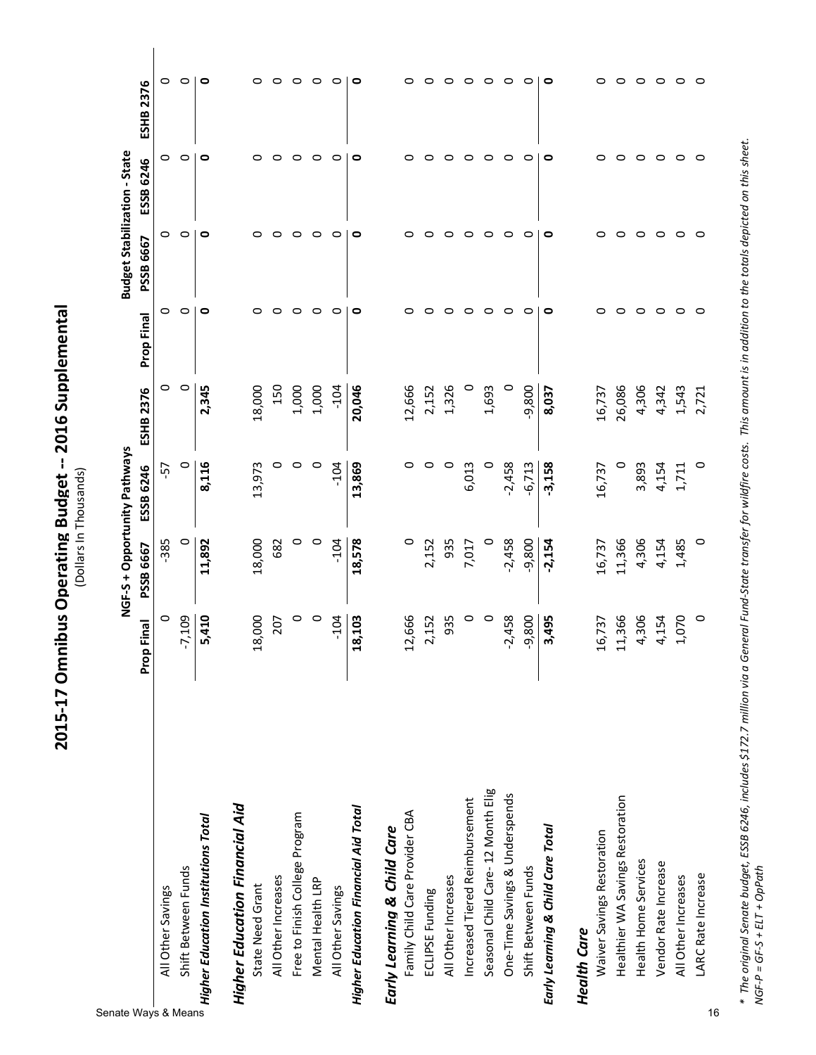# 2015-17 Omnibus Operating Budget -- 2016 Supplemental

(Dollars In Thousands)

| | NGF-S + Opportunity Pathways | | | | Budget Stabilization - State | | | |
|---|---|---|---|---|---|---|---|---|
| | Prop Final | PSSB 6667 | ESSB 6246 | ESHB 2376 | Prop Final | PSSB 6667 | ESSB 6246 | ESHB 2376 |
| All Other Savings | 0 | -385 | -57 | 0 | 0 | 0 | 0 | 0 |
| Shift Between Funds | -7,109 | 0 | 0 | 0 | 0 | 0 | 0 | 0 |
| ***Higher Education Institutions Total*** | **5,410** | **11,892** | **8,116** | **2,345** | **0** | **0** | **0** | **0** |
| ***Higher Education Financial Aid*** | | | | | | | | |
| State Need Grant | 18,000 | 18,000 | 13,973 | 18,000 | 0 | 0 | 0 | 0 |
| All Other Increases | 207 | 682 | 0 | 150 | 0 | 0 | 0 | 0 |
| Free to Finish College Program | 0 | 0 | 0 | 1,000 | 0 | 0 | 0 | 0 |
| Mental Health LRP | 0 | 0 | 0 | 1,000 | 0 | 0 | 0 | 0 |
| All Other Savings | -104 | -104 | -104 | -104 | 0 | 0 | 0 | 0 |
| ***Higher Education Financial Aid Total*** | **18,103** | **18,578** | **13,869** | **20,046** | **0** | **0** | **0** | **0** |
| ***Early Learning & Child Care*** | | | | | | | | |
| Family Child Care Provider CBA | 12,666 | 0 | 0 | 12,666 | 0 | 0 | 0 | 0 |
| ECLIPSE Funding | 2,152 | 2,152 | 0 | 2,152 | 0 | 0 | 0 | 0 |
| All Other Increases | 935 | 935 | 0 | 1,326 | 0 | 0 | 0 | 0 |
| Increased Tiered Reimbursement | 0 | 7,017 | 6,013 | 0 | 0 | 0 | 0 | 0 |
| Seasonal Child Care- 12 Month Elig | 0 | 0 | 0 | 1,693 | 0 | 0 | 0 | 0 |
| One-Time Savings & Underspends | -2,458 | -2,458 | -2,458 | 0 | 0 | 0 | 0 | 0 |
| Shift Between Funds | -9,800 | -9,800 | -6,713 | -9,800 | 0 | 0 | 0 | 0 |
| ***Early Learning & Child Care Total*** | **3,495** | **-2,154** | **-3,158** | **8,037** | **0** | **0** | **0** | **0** |
| ***Health Care*** | | | | | | | | |
| Waiver Savings Restoration | 16,737 | 16,737 | 16,737 | 16,737 | 0 | 0 | 0 | 0 |
| Healthier WA Savings Restoration | 11,366 | 11,366 | 0 | 26,086 | 0 | 0 | 0 | 0 |
| Health Home Services | 4,306 | 4,306 | 3,893 | 4,306 | 0 | 0 | 0 | 0 |
| Vendor Rate Increase | 4,154 | 4,154 | 4,154 | 4,342 | 0 | 0 | 0 | 0 |
| All Other Increases | 1,070 | 1,485 | 1,711 | 1,543 | 0 | 0 | 0 | 0 |
| LARC Rate Increase | 0 | 0 | 0 | 2,721 | 0 | 0 | 0 | 0 |

*\* The original Senate budget, ESSB 6246, includes $172.7 million via a General Fund-State transfer for wildfire costs. This amount is in addition to the totals depicted on this sheet.*
*NGF-P = GF-S + ELT + OpPath*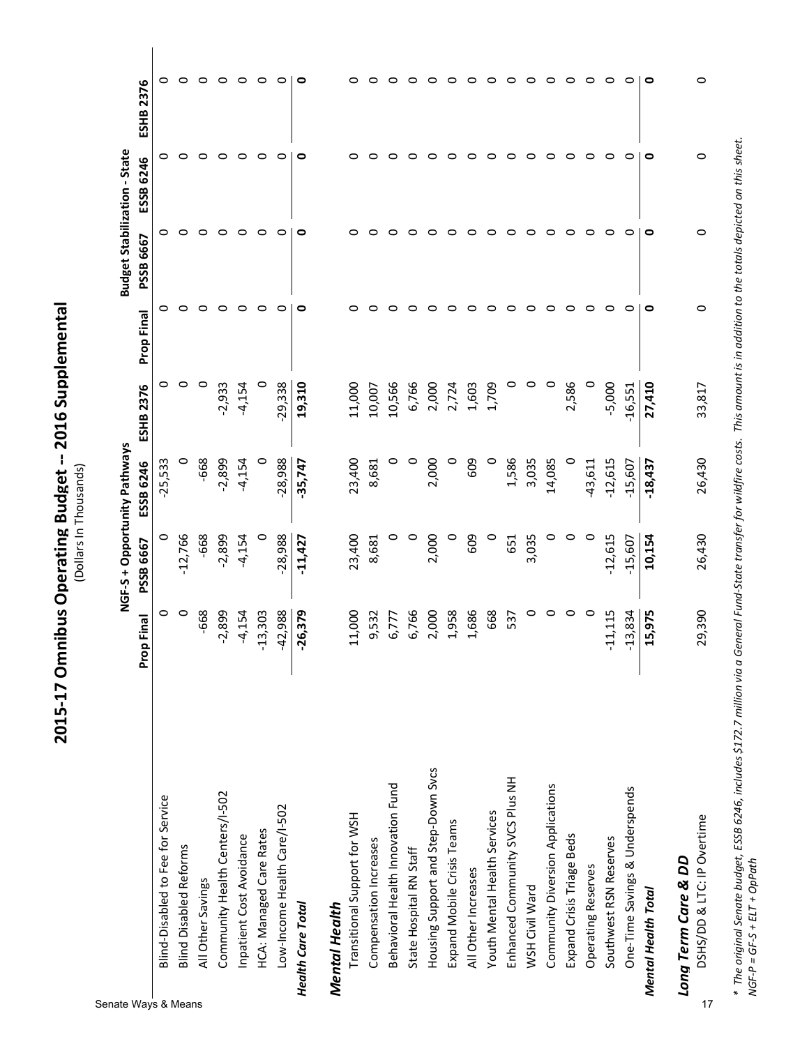# 2015-17 Omnibus Operating Budget -- 2016 Supplemental

(Dollars In Thousands)

| | NGF-S + Opportunity Pathways | | | | Budget Stabilization - State | | | |
|---|---|---|---|---|---|---|---|---|
| | Prop Final | PSSB 6667 | ESSB 6246 | ESHB 2376 | Prop Final | PSSB 6667 | ESSB 6246 | ESHB 2376 |
| Blind-Disabled to Fee for Service | 0 | 0 | -25,533 | 0 | 0 | 0 | 0 | 0 |
| Blind Disabled Reforms | 0 | -12,766 | 0 | 0 | 0 | 0 | 0 | 0 |
| All Other Savings | -668 | -668 | -668 | 0 | 0 | 0 | 0 | 0 |
| Community Health Centers/I-502 | -2,899 | -2,899 | -2,899 | -2,933 | 0 | 0 | 0 | 0 |
| Inpatient Cost Avoidance | -4,154 | -4,154 | -4,154 | -4,154 | 0 | 0 | 0 | 0 |
| HCA: Managed Care Rates | -13,303 | 0 | 0 | 0 | 0 | 0 | 0 | 0 |
| Low-Income Health Care/I-502 | -42,988 | -28,988 | -28,988 | -29,338 | 0 | 0 | 0 | 0 |
| ***Health Care Total*** | **-26,379** | **-11,427** | **-35,747** | **19,310** | **0** | **0** | **0** | **0** |
| ***Mental Health*** | | | | | | | | |
| Transitional Support for WSH | 11,000 | 23,400 | 23,400 | 11,000 | 0 | 0 | 0 | 0 |
| Compensation Increases | 9,532 | 8,681 | 8,681 | 10,007 | 0 | 0 | 0 | 0 |
| Behavioral Health Innovation Fund | 6,777 | 0 | 0 | 10,566 | 0 | 0 | 0 | 0 |
| State Hospital RN Staff | 6,766 | 0 | 0 | 6,766 | 0 | 0 | 0 | 0 |
| Housing Support and Step-Down Svcs | 2,000 | 2,000 | 2,000 | 2,000 | 0 | 0 | 0 | 0 |
| Expand Mobile Crisis Teams | 1,958 | 0 | 0 | 2,724 | 0 | 0 | 0 | 0 |
| All Other Increases | 1,686 | 609 | 609 | 1,603 | 0 | 0 | 0 | 0 |
| Youth Mental Health Services | 668 | 0 | 0 | 1,709 | 0 | 0 | 0 | 0 |
| Enhanced Community SVCS Plus NH | 537 | 651 | 1,586 | 0 | 0 | 0 | 0 | 0 |
| WSH Civil Ward | 0 | 3,035 | 3,035 | 0 | 0 | 0 | 0 | 0 |
| Community Diversion Applications | 0 | 0 | 14,085 | 0 | 0 | 0 | 0 | 0 |
| Expand Crisis Triage Beds | 0 | 0 | 0 | 2,586 | 0 | 0 | 0 | 0 |
| Operating Reserves | 0 | 0 | -43,611 | 0 | 0 | 0 | 0 | 0 |
| Southwest RSN Reserves | -11,115 | -12,615 | -12,615 | -5,000 | 0 | 0 | 0 | 0 |
| One-Time Savings & Underspends | -13,834 | -15,607 | -15,607 | -16,551 | 0 | 0 | 0 | 0 |
| ***Mental Health Total*** | **15,975** | **10,154** | **-18,437** | **27,410** | **0** | **0** | **0** | **0** |
| ***Long Term Care & DD*** | | | | | | | | |
| DSHS/DD & LTC: IP Overtime | 29,390 | 26,430 | 26,430 | 33,817 | 0 | 0 | 0 | 0 |

*\* The original Senate budget, ESSB 6246, includes $172.7 million via a General Fund-State transfer for wildfire costs. This amount is in addition to the totals depicted on this sheet.*
*NGF-P = GF-S + ELT + OpPath*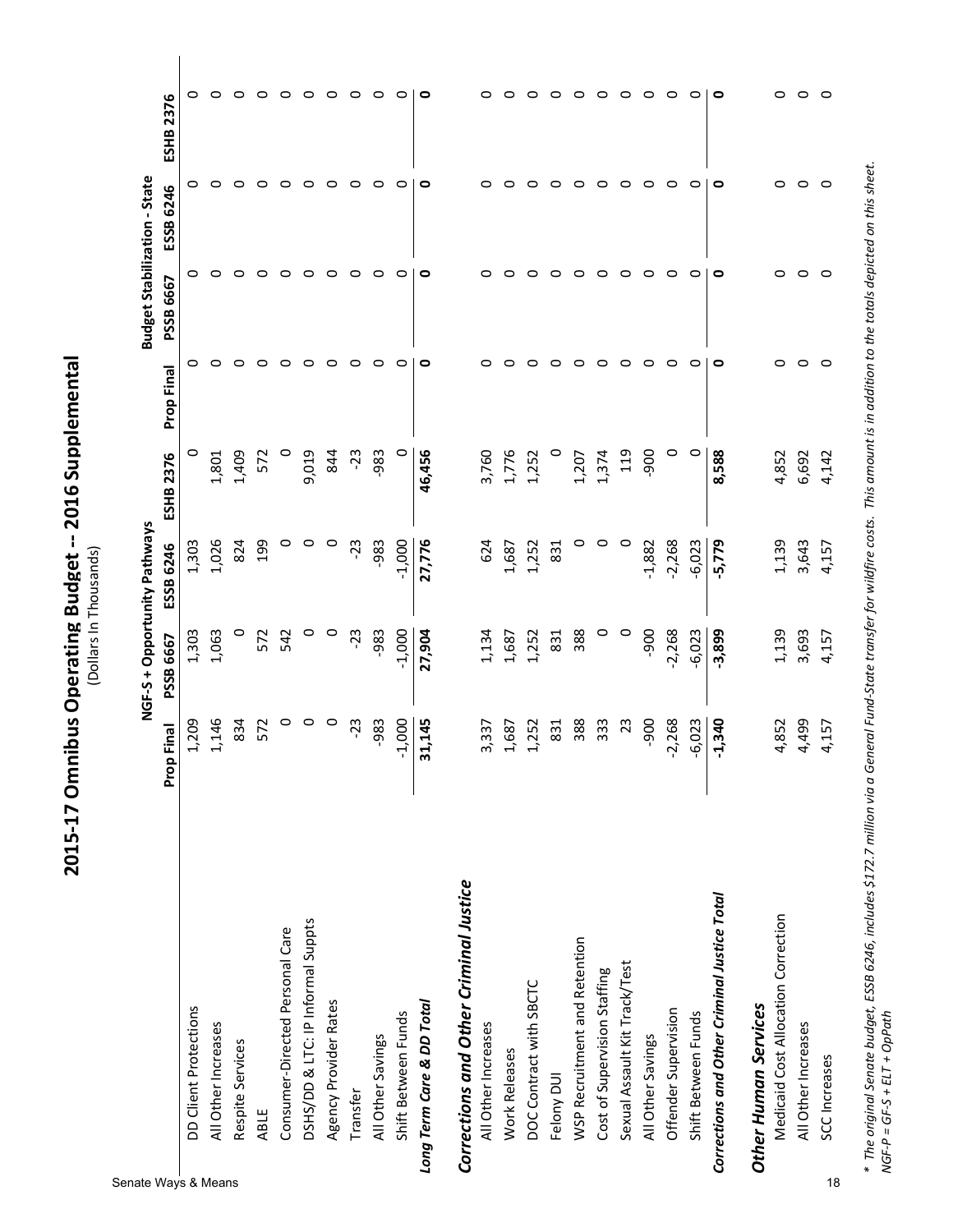# 2015-17 Omnibus Operating Budget -- 2016 Supplemental

(Dollars In Thousands)

| | NGF-S + Opportunity Pathways | | | | Budget Stabilization - State | | | |
|---|---|---|---|---|---|---|---|---|
| | Prop Final | PSSB 6667 | ESSB 6246 | ESHB 2376 | Prop Final | PSSB 6667 | ESSB 6246 | ESHB 2376 |
| DD Client Protections | 1,209 | 1,303 | 1,303 | 0 | 0 | 0 | 0 | 0 |
| All Other Increases | 1,146 | 1,063 | 1,026 | 1,801 | 0 | 0 | 0 | 0 |
| Respite Services | 834 | 0 | 824 | 1,409 | 0 | 0 | 0 | 0 |
| ABLE | 572 | 572 | 199 | 572 | 0 | 0 | 0 | 0 |
| Consumer-Directed Personal Care | 0 | 542 | 0 | 0 | 0 | 0 | 0 | 0 |
| DSHS/DD & LTC: IP Informal Suppts | 0 | 0 | 0 | 9,019 | 0 | 0 | 0 | 0 |
| Agency Provider Rates | 0 | 0 | 0 | 844 | 0 | 0 | 0 | 0 |
| Transfer | -23 | -23 | -23 | -23 | 0 | 0 | 0 | 0 |
| All Other Savings | -983 | -983 | -983 | -983 | 0 | 0 | 0 | 0 |
| Shift Between Funds | -1,000 | -1,000 | -1,000 | 0 | 0 | 0 | 0 | 0 |
| ***Long Term Care & DD Total*** | **31,145** | **27,904** | **27,776** | **46,456** | **0** | **0** | **0** | **0** |
| ***Corrections and Other Criminal Justice*** | | | | | | | | |
| All Other Increases | 3,337 | 1,134 | 624 | 3,760 | 0 | 0 | 0 | 0 |
| Work Releases | 1,687 | 1,687 | 1,687 | 1,776 | 0 | 0 | 0 | 0 |
| DOC Contract with SBCTC | 1,252 | 1,252 | 1,252 | 1,252 | 0 | 0 | 0 | 0 |
| Felony DUI | 831 | 831 | 831 | 0 | 0 | 0 | 0 | 0 |
| WSP Recruitment and Retention | 388 | 388 | 0 | 1,207 | 0 | 0 | 0 | 0 |
| Cost of Supervision Staffing | 333 | 0 | 0 | 1,374 | 0 | 0 | 0 | 0 |
| Sexual Assault Kit Track/Test | 23 | 0 | 0 | 119 | 0 | 0 | 0 | 0 |
| All Other Savings | -900 | -900 | -1,882 | -900 | 0 | 0 | 0 | 0 |
| Offender Supervision | -2,268 | -2,268 | -2,268 | 0 | 0 | 0 | 0 | 0 |
| Shift Between Funds | -6,023 | -6,023 | -6,023 | 0 | 0 | 0 | 0 | 0 |
| ***Corrections and Other Criminal Justice Total*** | **-1,340** | **-3,899** | **-5,779** | **8,588** | **0** | **0** | **0** | **0** |
| ***Other Human Services*** | | | | | | | | |
| Medicaid Cost Allocation Correction | 4,852 | 1,139 | 1,139 | 4,852 | 0 | 0 | 0 | 0 |
| All Other Increases | 4,499 | 3,693 | 3,643 | 6,692 | 0 | 0 | 0 | 0 |
| SCC Increases | 4,157 | 4,157 | 4,157 | 4,142 | 0 | 0 | 0 | 0 |

*\* The original Senate budget, ESSB 6246, includes $172.7 million via a General Fund-State transfer for wildfire costs. This amount is in addition to the totals depicted on this sheet.*

*NGF-P = GF-S + ELT + OpPath*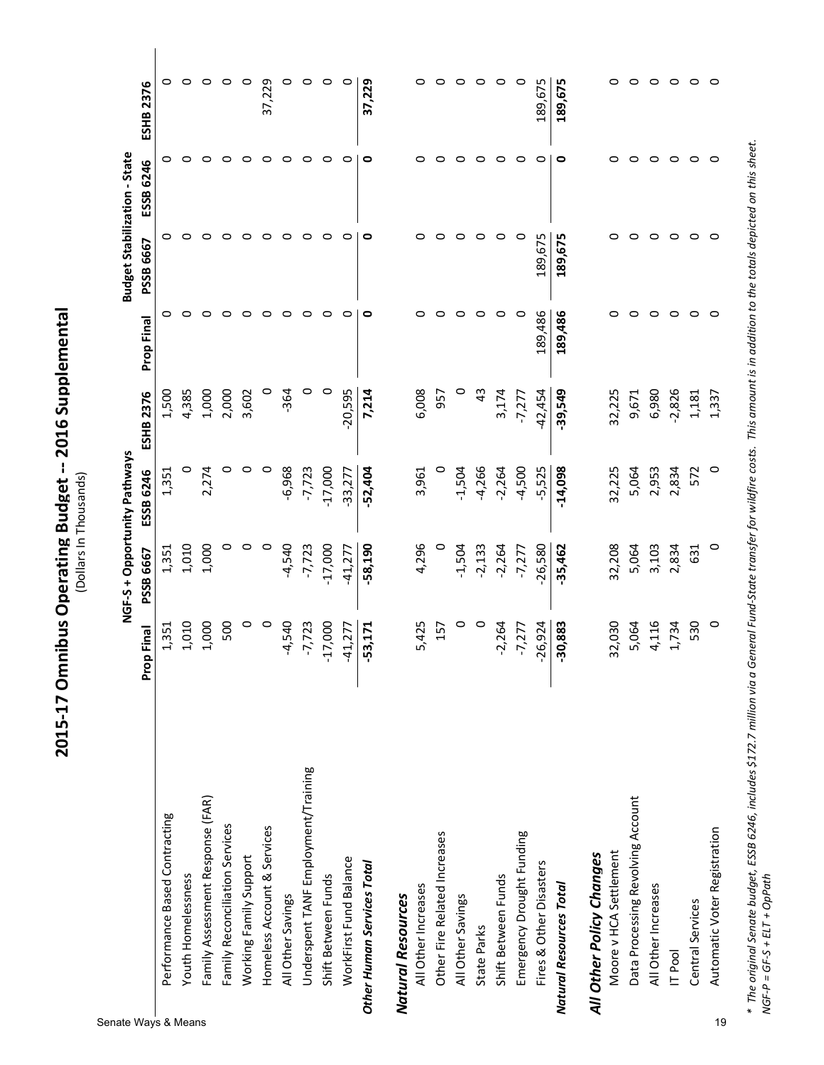# 2015-17 Omnibus Operating Budget -- 2016 Supplemental

(Dollars In Thousands)

| | NGF-S + Opportunity Pathways | | | | Budget Stabilization - State | | | |
|---|---|---|---|---|---|---|---|---|
| | Prop Final | PSSB 6667 | ESSB 6246 | ESHB 2376 | Prop Final | PSSB 6667 | ESSB 6246 | ESHB 2376 |
| Performance Based Contracting | 1,351 | 1,351 | 1,351 | 1,500 | 0 | 0 | 0 | 0 |
| Youth Homelessness | 1,010 | 1,010 | 0 | 4,385 | 0 | 0 | 0 | 0 |
| Family Assessment Response (FAR) | 1,000 | 1,000 | 2,274 | 1,000 | 0 | 0 | 0 | 0 |
| Family Reconciliation Services | 500 | 0 | 0 | 2,000 | 0 | 0 | 0 | 0 |
| Working Family Support | 0 | 0 | 0 | 3,602 | 0 | 0 | 0 | 0 |
| Homeless Account & Services | 0 | 0 | 0 | 0 | 0 | 0 | 0 | 37,229 |
| All Other Savings | -4,540 | -4,540 | -6,968 | -364 | 0 | 0 | 0 | 0 |
| Underspent TANF Employment/Training | -7,723 | -7,723 | -7,723 | 0 | 0 | 0 | 0 | 0 |
| Shift Between Funds | -17,000 | -17,000 | -17,000 | 0 | 0 | 0 | 0 | 0 |
| WorkFirst Fund Balance | -41,277 | -41,277 | -33,277 | -20,595 | 0 | 0 | 0 | 0 |
| ***Other Human Services Total*** | **-53,171** | **-58,190** | **-52,404** | **7,214** | **0** | **0** | **0** | **37,229** |
| | | | | | | | | |
| ***Natural Resources*** | | | | | | | | |
| All Other Increases | 5,425 | 4,296 | 3,961 | 6,008 | 0 | 0 | 0 | 0 |
| Other Fire Related Increases | 157 | 0 | 0 | 957 | 0 | 0 | 0 | 0 |
| All Other Savings | 0 | -1,504 | -1,504 | 0 | 0 | 0 | 0 | 0 |
| State Parks | 0 | -2,133 | -4,266 | 43 | 0 | 0 | 0 | 0 |
| Shift Between Funds | -2,264 | -2,264 | -2,264 | 3,174 | 0 | 0 | 0 | 0 |
| Emergency Drought Funding | -7,277 | -7,277 | -4,500 | -7,277 | 0 | 0 | 0 | 0 |
| Fires & Other Disasters | -26,924 | -26,580 | -5,525 | -42,454 | 189,486 | 189,675 | 0 | 189,675 |
| ***Natural Resources Total*** | **-30,883** | **-35,462** | **-14,098** | **-39,549** | **189,486** | **189,675** | **0** | **189,675** |
| | | | | | | | | |
| ***All Other Policy Changes*** | | | | | | | | |
| Moore v HCA Settlement | 32,030 | 32,208 | 32,225 | 32,225 | 0 | 0 | 0 | 0 |
| Data Processing Revolving Account | 5,064 | 5,064 | 5,064 | 9,671 | 0 | 0 | 0 | 0 |
| All Other Increases | 4,116 | 3,103 | 2,953 | 6,980 | 0 | 0 | 0 | 0 |
| IT Pool | 1,734 | 2,834 | 2,834 | -2,826 | 0 | 0 | 0 | 0 |
| Central Services | 530 | 631 | 572 | 1,181 | 0 | 0 | 0 | 0 |
| Automatic Voter Registration | 0 | 0 | 0 | 1,337 | 0 | 0 | 0 | 0 |

*\* The original Senate budget, ESSB 6246, includes $172.7 million via a General Fund-State transfer for wildfire costs. This amount is in addition to the totals depicted on this sheet.*

*NGF-P = GF-S + ELT + OpPath*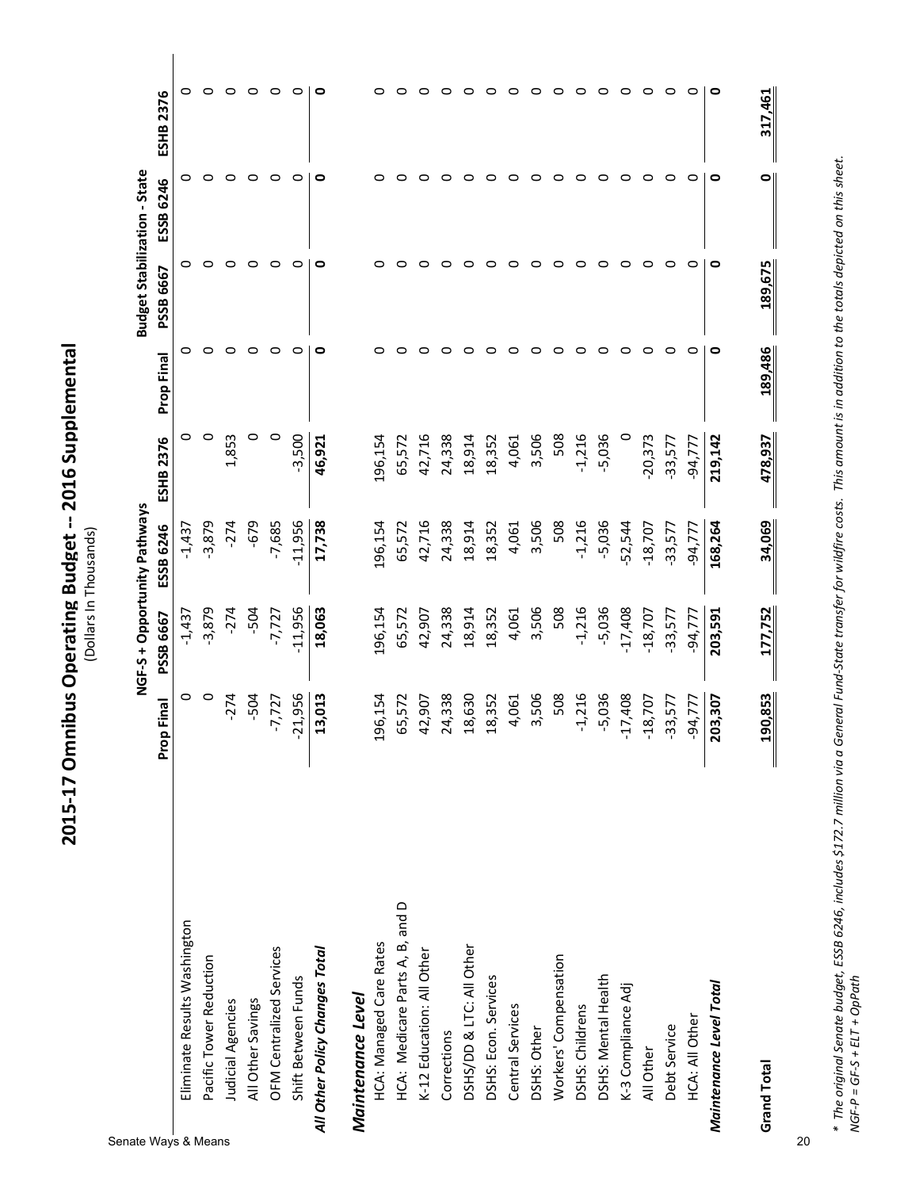# 2015-17 Omnibus Operating Budget -- 2016 Supplemental

(Dollars In Thousands)

| | NGF-S + Opportunity Pathways | | | | Budget Stabilization - State | | | |
|---|---|---|---|---|---|---|---|---|
| | Prop Final | PSSB 6667 | ESSB 6246 | ESHB 2376 | Prop Final | PSSB 6667 | ESSB 6246 | ESHB 2376 |
| Eliminate Results Washington | 0 | -1,437 | -1,437 | 0 | 0 | 0 | 0 | 0 |
| Pacific Tower Reduction | 0 | -3,879 | -3,879 | 0 | 0 | 0 | 0 | 0 |
| Judicial Agencies | -274 | -274 | -274 | 1,853 | 0 | 0 | 0 | 0 |
| All Other Savings | -504 | -504 | -679 | 0 | 0 | 0 | 0 | 0 |
| OFM Centralized Services | -7,727 | -7,727 | -7,685 | 0 | 0 | 0 | 0 | 0 |
| Shift Between Funds | -21,956 | -11,956 | -11,956 | -3,500 | 0 | 0 | 0 | 0 |
| ***All Other Policy Changes Total*** | **13,013** | **18,063** | **17,738** | **46,921** | **0** | **0** | **0** | **0** |
| ***Maintenance Level*** | | | | | | | | |
| HCA: Managed Care Rates | 196,154 | 196,154 | 196,154 | 196,154 | 0 | 0 | 0 | 0 |
| HCA: Medicare Parts A, B, and D | 65,572 | 65,572 | 65,572 | 65,572 | 0 | 0 | 0 | 0 |
| K-12 Education: All Other | 42,907 | 42,907 | 42,716 | 42,716 | 0 | 0 | 0 | 0 |
| Corrections | 24,338 | 24,338 | 24,338 | 24,338 | 0 | 0 | 0 | 0 |
| DSHS/DD & LTC: All Other | 18,630 | 18,914 | 18,914 | 18,914 | 0 | 0 | 0 | 0 |
| DSHS: Econ. Services | 18,352 | 18,352 | 18,352 | 18,352 | 0 | 0 | 0 | 0 |
| Central Services | 4,061 | 4,061 | 4,061 | 4,061 | 0 | 0 | 0 | 0 |
| DSHS: Other | 3,506 | 3,506 | 3,506 | 3,506 | 0 | 0 | 0 | 0 |
| Workers' Compensation | 508 | 508 | 508 | 508 | 0 | 0 | 0 | 0 |
| DSHS: Childrens | -1,216 | -1,216 | -1,216 | -1,216 | 0 | 0 | 0 | 0 |
| DSHS: Mental Health | -5,036 | -5,036 | -5,036 | -5,036 | 0 | 0 | 0 | 0 |
| K-3 Compliance Adj | -17,408 | -17,408 | -52,544 | 0 | 0 | 0 | 0 | 0 |
| All Other | -18,707 | -18,707 | -18,707 | -20,373 | 0 | 0 | 0 | 0 |
| Debt Service | -33,577 | -33,577 | -33,577 | -33,577 | 0 | 0 | 0 | 0 |
| HCA: All Other | -94,777 | -94,777 | -94,777 | -94,777 | 0 | 0 | 0 | 0 |
| ***Maintenance Level Total*** | **203,307** | **203,591** | **168,264** | **219,142** | **0** | **0** | **0** | **0** |
| **Grand Total** | **190,853** | **177,752** | **34,069** | **478,937** | **189,486** | **189,675** | **0** | **317,461** |

*\* The original Senate budget, ESSB 6246, includes $172.7 million via a General Fund-State transfer for wildfire costs. This amount is in addition to the totals depicted on this sheet.*
*NGF-P = GF-S + ELT + OpPath*